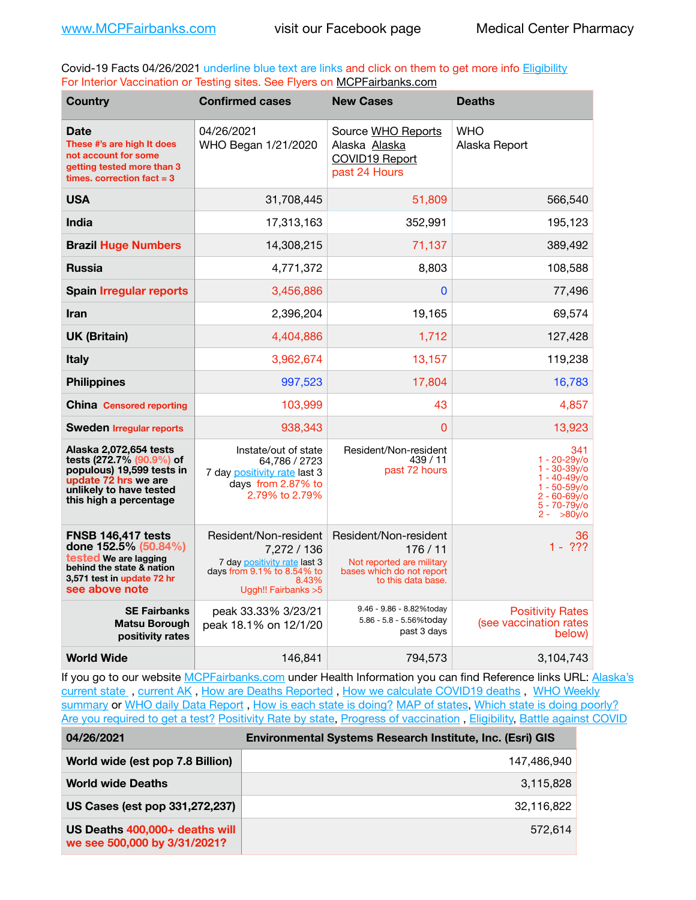www.MCPFairbanks.com visit our Facebook page Medical Center Pharmacy

Covid-19 Facts 04/26/2021 underline blue text are links and click on them to get more info Eligibility
For Interior Vaccination or Testing sites. See Flyers on MCPFairbanks.com

| Country | Confirmed cases | New Cases | Deaths |
|---|---|---|---|
| **Date** These #'s are high It does not account for some getting tested more than 3 times. correction fact = 3 | 04/26/2021 WHO Began 1/21/2020 | Source WHO Reports Alaska Alaska COVID19 Report past 24 Hours | WHO Alaska Report |
| **USA** | 31,708,445 | 51,809 | 566,540 |
| **India** | 17,313,163 | 352,991 | 195,123 |
| **Brazil** Huge Numbers | 14,308,215 | 71,137 | 389,492 |
| **Russia** | 4,771,372 | 8,803 | 108,588 |
| **Spain** Irregular reports | 3,456,886 | 0 | 77,496 |
| **Iran** | 2,396,204 | 19,165 | 69,574 |
| **UK (Britain)** | 4,404,886 | 1,712 | 127,428 |
| **Italy** | 3,962,674 | 13,157 | 119,238 |
| **Philippines** | 997,523 | 17,804 | 16,783 |
| **China** Censored reporting | 103,999 | 43 | 4,857 |
| **Sweden** Irregular reports | 938,343 | 0 | 13,923 |
| **Alaska 2,072,654 tests tests (272.7% (90.9%) of populous) 19,599 tests in update 72 hrs we are unlikely to have tested this high a percentage** | Instate/out of state 64,786 / 2723 7 day positivity rate last 3 days from 2.87% to 2.79% to 2.79% | Resident/Non-resident 439 / 11 past 72 hours | 341 1 - 20-29y/o 1 - 30-39y/o 1 - 40-49y/o 1 - 50-59y/o 2 - 60-69y/o 5 - 70-79y/o 2 - >80y/o |
| **FNSB 146,417 tests done 152.5% (50.84%) tested We are lagging behind the state & nation 3,571 test in update 72 hr see above note** | Resident/Non-resident 7,272 / 136 7 day positivity rate last 3 days from 9.1% to 8.54% to 8.43% Uggh!! Fairbanks >5 | Resident/Non-resident 176 / 11 Not reported are military bases which do not report to this data base. | 36 1 - ??? |
| **SE Fairbanks Matsu Borough positivity rates** | peak 33.33% 3/23/21 peak 18.1% on 12/1/20 | 9.46 - 9.86 - 8.82%today 5.86 - 5.8 - 5.56%today past 3 days | Positivity Rates (see vaccination rates below) |
| **World Wide** | 146,841 | 794,573 | 3,104,743 |

If you go to our website MCPFairbanks.com under Health Information you can find Reference links URL: Alaska's current state , current AK , How are Deaths Reported , How we calculate COVID19 deaths , WHO Weekly summary or WHO daily Data Report , How is each state is doing? MAP of states, Which state is doing poorly? Are you required to get a test? Positivity Rate by state, Progress of vaccination , Eligibility, Battle against COVID

| 04/26/2021 | Environmental Systems Research Institute, Inc. (Esri) GIS |
|---|---|
| **World wide (est pop 7.8 Billion)** | 147,486,940 |
| **World wide Deaths** | 3,115,828 |
| **US Cases (est pop 331,272,237)** | 32,116,822 |
| **US Deaths** 400,000+ deaths will we see 500,000 by 3/31/2021? | 572,614 |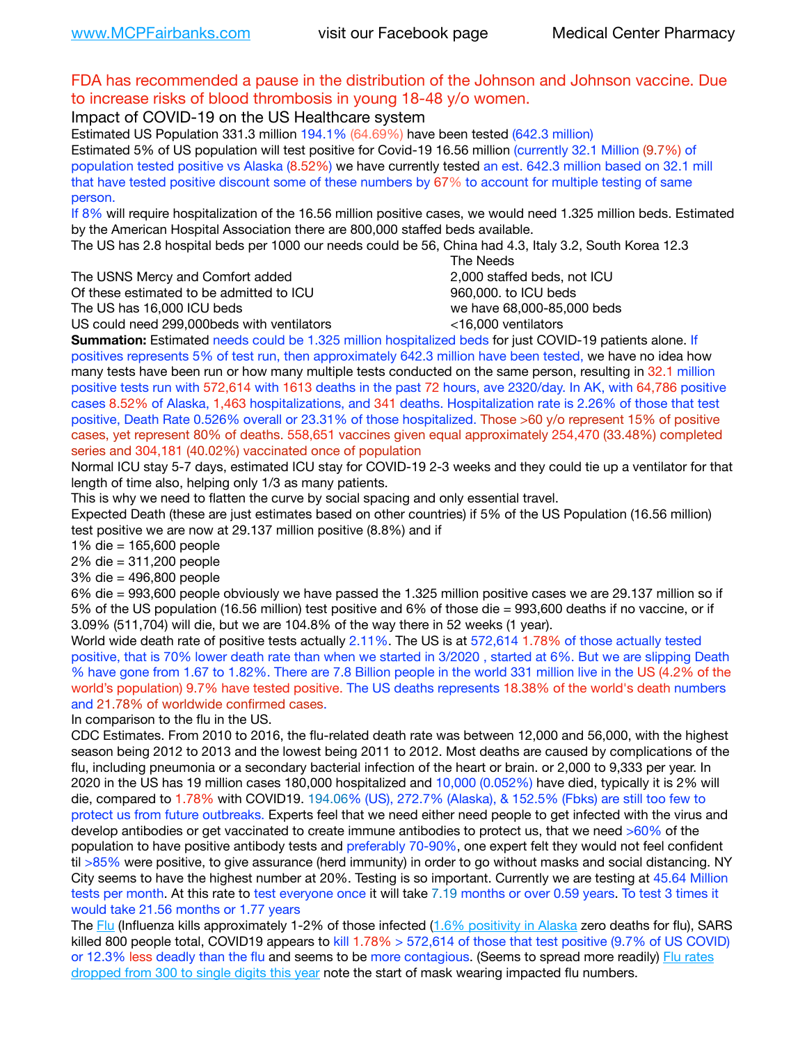FDA has recommended a pause in the distribution of the Johnson and Johnson vaccine. Due to increase risks of blood thrombosis in young 18-48 y/o women.

## Impact of COVID-19 on the US Healthcare system

Estimated US Population 331.3 million 194.1% (64.69%) have been tested (642.3 million)

Estimated 5% of US population will test positive for Covid-19 16.56 million (currently 32.1 Million (9.7%) of population tested positive vs Alaska (8.52%) we have currently tested an est. 642.3 million based on 32.1 mill that have tested positive discount some of these numbers by 67% to account for multiple testing of same person.

If 8% will require hospitalization of the 16.56 million positive cases, we would need 1.325 million beds. Estimated by the American Hospital Association there are 800,000 staffed beds available.

The US has 2.8 hospital beds per 1000 our needs could be 56, China had 4.3, Italy 3.2, South Korea 12.3

| | The Needs |
|---|---|
| The USNS Mercy and Comfort added | 2,000 staffed beds, not ICU |
| Of these estimated to be admitted to ICU | 960,000. to ICU beds |
| The US has 16,000 ICU beds | we have 68,000-85,000 beds |
| US could need 299,000beds with ventilators | <16,000 ventilators |

**Summation:** Estimated needs could be 1.325 million hospitalized beds for just COVID-19 patients alone. If positives represents 5% of test run, then approximately 642.3 million have been tested, we have no idea how many tests have been run or how many multiple tests conducted on the same person, resulting in 32.1 million positive tests run with 572,614 with 1613 deaths in the past 72 hours, ave 2320/day. In AK, with 64,786 positive cases 8.52% of Alaska, 1,463 hospitalizations, and 341 deaths. Hospitalization rate is 2.26% of those that test positive, Death Rate 0.526% overall or 23.31% of those hospitalized. Those >60 y/o represent 15% of positive cases, yet represent 80% of deaths. 558,651 vaccines given equal approximately 254,470 (33.48%) completed series and 304,181 (40.02%) vaccinated once of population

Normal ICU stay 5-7 days, estimated ICU stay for COVID-19 2-3 weeks and they could tie up a ventilator for that length of time also, helping only 1/3 as many patients.

This is why we need to flatten the curve by social spacing and only essential travel.

Expected Death (these are just estimates based on other countries) if 5% of the US Population (16.56 million) test positive we are now at 29.137 million positive (8.8%) and if

1% die = 165,600 people

2% die = 311,200 people

3% die = 496,800 people

6% die = 993,600 people obviously we have passed the 1.325 million positive cases we are 29.137 million so if 5% of the US population (16.56 million) test positive and 6% of those die = 993,600 deaths if no vaccine, or if 3.09% (511,704) will die, but we are 104.8% of the way there in 52 weeks (1 year).

World wide death rate of positive tests actually 2.11%. The US is at 572,614 1.78% of those actually tested positive, that is 70% lower death rate than when we started in 3/2020 , started at 6%. But we are slipping Death % have gone from 1.67 to 1.82%. There are 7.8 Billion people in the world 331 million live in the US (4.2% of the world's population) 9.7% have tested positive. The US deaths represents 18.38% of the world's death numbers and 21.78% of worldwide confirmed cases.

In comparison to the flu in the US.

CDC Estimates. From 2010 to 2016, the flu-related death rate was between 12,000 and 56,000, with the highest season being 2012 to 2013 and the lowest being 2011 to 2012. Most deaths are caused by complications of the flu, including pneumonia or a secondary bacterial infection of the heart or brain. or 2,000 to 9,333 per year. In 2020 in the US has 19 million cases 180,000 hospitalized and 10,000 (0.052%) have died, typically it is 2% will die, compared to 1.78% with COVID19. 194.06% (US), 272.7% (Alaska), & 152.5% (Fbks) are still too few to protect us from future outbreaks. Experts feel that we need either need people to get infected with the virus and develop antibodies or get vaccinated to create immune antibodies to protect us, that we need >60% of the population to have positive antibody tests and preferably 70-90%, one expert felt they would not feel confident til >85% were positive, to give assurance (herd immunity) in order to go without masks and social distancing. NY City seems to have the highest number at 20%. Testing is so important. Currently we are testing at 45.64 Million tests per month. At this rate to test everyone once it will take 7.19 months or over 0.59 years. To test 3 times it would take 21.56 months or 1.77 years

The Flu (Influenza kills approximately 1-2% of those infected (1.6% positivity in Alaska zero deaths for flu), SARS killed 800 people total, COVID19 appears to kill 1.78% > 572,614 of those that test positive (9.7% of US COVID) or 12.3% less deadly than the flu and seems to be more contagious. (Seems to spread more readily) Flu rates dropped from 300 to single digits this year note the start of mask wearing impacted flu numbers.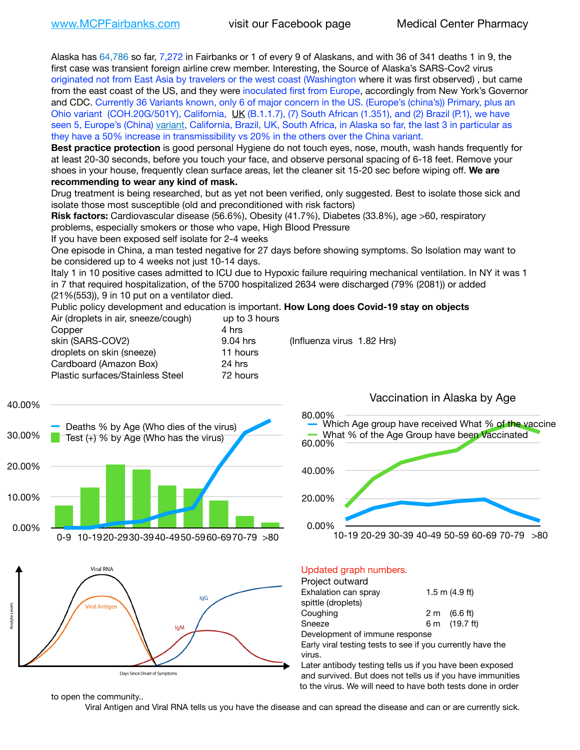www.MCPFairbanks.com visit our Facebook page Medical Center Pharmacy

Alaska has 64,786 so far, 7,272 in Fairbanks or 1 of every 9 of Alaskans, and with 36 of 341 deaths 1 in 9, the first case was transient foreign airline crew member. Interesting, the Source of Alaska's SARS-Cov2 virus originated not from East Asia by travelers or the west coast (Washington where it was first observed) , but came from the east coast of the US, and they were inoculated first from Europe, accordingly from New York's Governor and CDC. Currently 36 Variants known, only 6 of major concern in the US. (Europe's (china's)) Primary, plus an Ohio variant (COH.20G/501Y), California, UK (B.1.1.7), (7) South African (1.351), and (2) Brazil (P.1), we have seen 5, Europe's (China) variant, California, Brazil, UK, South Africa, in Alaska so far, the last 3 in particular as they have a 50% increase in transmissibility vs 20% in the others over the China variant.

**Best practice protection** is good personal Hygiene do not touch eyes, nose, mouth, wash hands frequently for at least 20-30 seconds, before you touch your face, and observe personal spacing of 6-18 feet. Remove your shoes in your house, frequently clean surface areas, let the cleaner sit 15-20 sec before wiping off. **We are recommending to wear any kind of mask.**

Drug treatment is being researched, but as yet not been verified, only suggested. Best to isolate those sick and isolate those most susceptible (old and preconditioned with risk factors)

**Risk factors:** Cardiovascular disease (56.6%), Obesity (41.7%), Diabetes (33.8%), age >60, respiratory problems, especially smokers or those who vape, High Blood Pressure

If you have been exposed self isolate for 2-4 weeks

One episode in China, a man tested negative for 27 days before showing symptoms. So Isolation may want to be considered up to 4 weeks not just 10-14 days.

Italy 1 in 10 positive cases admitted to ICU due to Hypoxic failure requiring mechanical ventilation. In NY it was 1 in 7 that required hospitalization, of the 5700 hospitalized 2634 were discharged (79% (2081)) or added (21%(553)), 9 in 10 put on a ventilator died.

Public policy development and education is important. **How Long does Covid-19 stay on objects**

| | | |
|---|---|---|
| Air (droplets in air, sneeze/cough) | up to 3 hours | |
| Copper | 4 hrs | |
| skin (SARS-COV2) | 9.04 hrs | (Influenza virus 1.82 Hrs) |
| droplets on skin (sneeze) | 11 hours | |
| Cardboard (Amazon Box) | 24 hrs | |
| Plastic surfaces/Stainless Steel | 72 hours | |

Updated graph numbers.

Project outward

| | |
|---|---|
| Exhalation can spray spittle (droplets) | 1.5 m (4.9 ft) |
| Coughing | 2 m (6.6 ft) |
| Sneeze | 6 m (19.7 ft) |

Development of immune response

Early viral testing tests to see if you currently have the virus.

Later antibody testing tells us if you have been exposed and survived. But does not tells us if you have immunities to the virus. We will need to have both tests done in order to open the community..

Viral Antigen and Viral RNA tells us you have the disease and can spread the disease and can or are currently sick.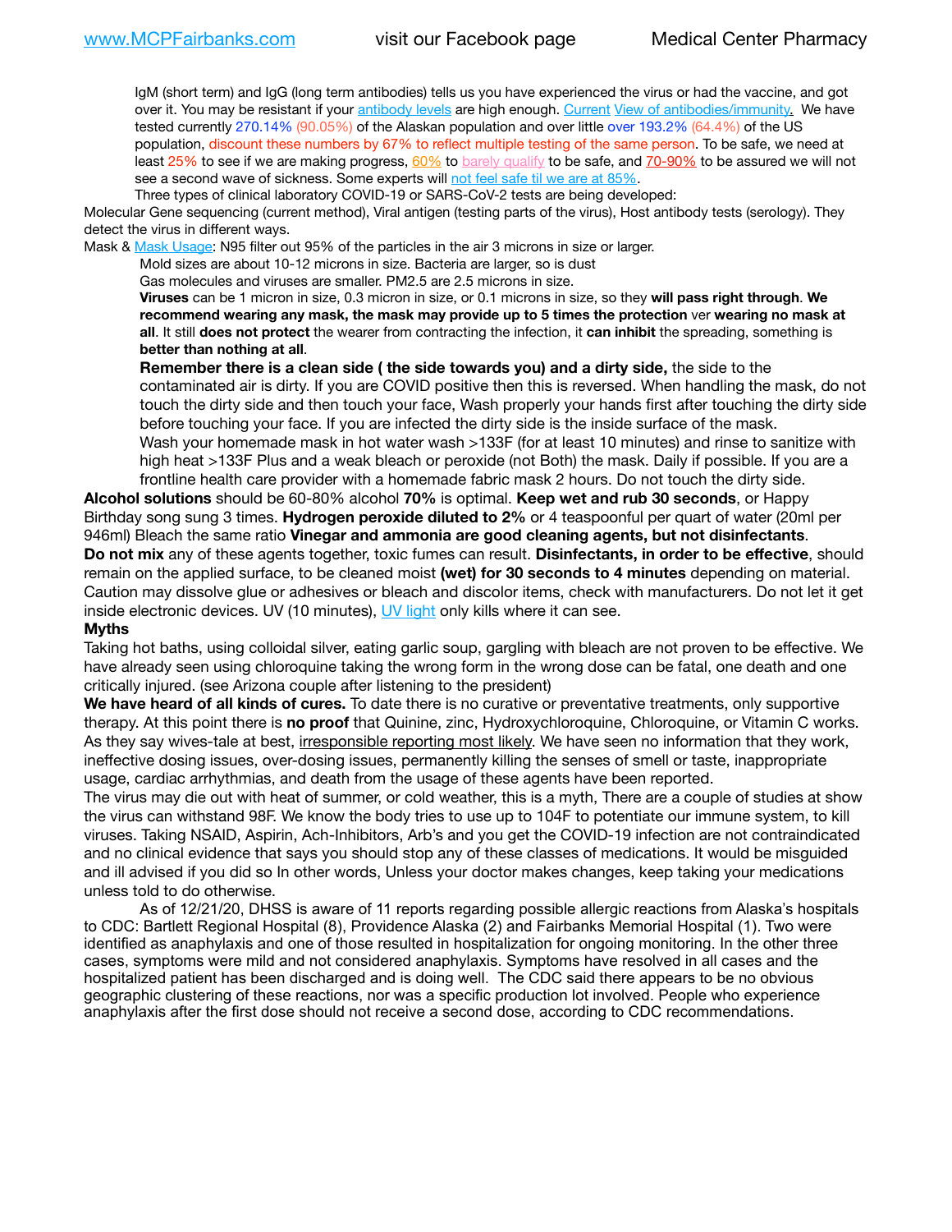IgM (short term) and IgG (long term antibodies) tells us you have experienced the virus or had the vaccine, and got over it. You may be resistant if your antibody levels are high enough. Current View of antibodies/immunity. We have tested currently 270.14% (90.05%) of the Alaskan population and over little over 193.2% (64.4%) of the US population, discount these numbers by 67% to reflect multiple testing of the same person. To be safe, we need at least 25% to see if we are making progress, 60% to barely qualify to be safe, and 70-90% to be assured we will not see a second wave of sickness. Some experts will not feel safe til we are at 85%.

Three types of clinical laboratory COVID-19 or SARS-CoV-2 tests are being developed:

Molecular Gene sequencing (current method), Viral antigen (testing parts of the virus), Host antibody tests (serology). They detect the virus in different ways.

Mask & Mask Usage: N95 filter out 95% of the particles in the air 3 microns in size or larger.

Mold sizes are about 10-12 microns in size. Bacteria are larger, so is dust

Gas molecules and viruses are smaller. PM2.5 are 2.5 microns in size.

**Viruses** can be 1 micron in size, 0.3 micron in size, or 0.1 microns in size, so they **will pass right through**. **We recommend wearing any mask, the mask may provide up to 5 times the protection** ver **wearing no mask at all**. It still **does not protect** the wearer from contracting the infection, it **can inhibit** the spreading, something is **better than nothing at all**.

**Remember there is a clean side ( the side towards you) and a dirty side,** the side to the contaminated air is dirty. If you are COVID positive then this is reversed. When handling the mask, do not touch the dirty side and then touch your face, Wash properly your hands first after touching the dirty side before touching your face. If you are infected the dirty side is the inside surface of the mask.

Wash your homemade mask in hot water wash >133F (for at least 10 minutes) and rinse to sanitize with high heat >133F Plus and a weak bleach or peroxide (not Both) the mask. Daily if possible. If you are a frontline health care provider with a homemade fabric mask 2 hours. Do not touch the dirty side.

**Alcohol solutions** should be 60-80% alcohol **70%** is optimal. **Keep wet and rub 30 seconds**, or Happy Birthday song sung 3 times. **Hydrogen peroxide diluted to 2%** or 4 teaspoonful per quart of water (20ml per 946ml) Bleach the same ratio **Vinegar and ammonia are good cleaning agents, but not disinfectants**.

**Do not mix** any of these agents together, toxic fumes can result. **Disinfectants, in order to be effective**, should remain on the applied surface, to be cleaned moist **(wet) for 30 seconds to 4 minutes** depending on material. Caution may dissolve glue or adhesives or bleach and discolor items, check with manufacturers. Do not let it get inside electronic devices. UV (10 minutes), UV light only kills where it can see.

**Myths**

Taking hot baths, using colloidal silver, eating garlic soup, gargling with bleach are not proven to be effective. We have already seen using chloroquine taking the wrong form in the wrong dose can be fatal, one death and one critically injured. (see Arizona couple after listening to the president)

**We have heard of all kinds of cures.** To date there is no curative or preventative treatments, only supportive therapy. At this point there is **no proof** that Quinine, zinc, Hydroxychloroquine, Chloroquine, or Vitamin C works. As they say wives-tale at best, irresponsible reporting most likely. We have seen no information that they work, ineffective dosing issues, over-dosing issues, permanently killing the senses of smell or taste, inappropriate usage, cardiac arrhythmias, and death from the usage of these agents have been reported.

The virus may die out with heat of summer, or cold weather, this is a myth, There are a couple of studies at show the virus can withstand 98F. We know the body tries to use up to 104F to potentiate our immune system, to kill viruses. Taking NSAID, Aspirin, Ach-Inhibitors, Arb's and you get the COVID-19 infection are not contraindicated and no clinical evidence that says you should stop any of these classes of medications. It would be misguided and ill advised if you did so In other words, Unless your doctor makes changes, keep taking your medications unless told to do otherwise.

As of 12/21/20, DHSS is aware of 11 reports regarding possible allergic reactions from Alaska's hospitals to CDC: Bartlett Regional Hospital (8), Providence Alaska (2) and Fairbanks Memorial Hospital (1). Two were identified as anaphylaxis and one of those resulted in hospitalization for ongoing monitoring. In the other three cases, symptoms were mild and not considered anaphylaxis. Symptoms have resolved in all cases and the hospitalized patient has been discharged and is doing well. The CDC said there appears to be no obvious geographic clustering of these reactions, nor was a specific production lot involved. People who experience anaphylaxis after the first dose should not receive a second dose, according to CDC recommendations.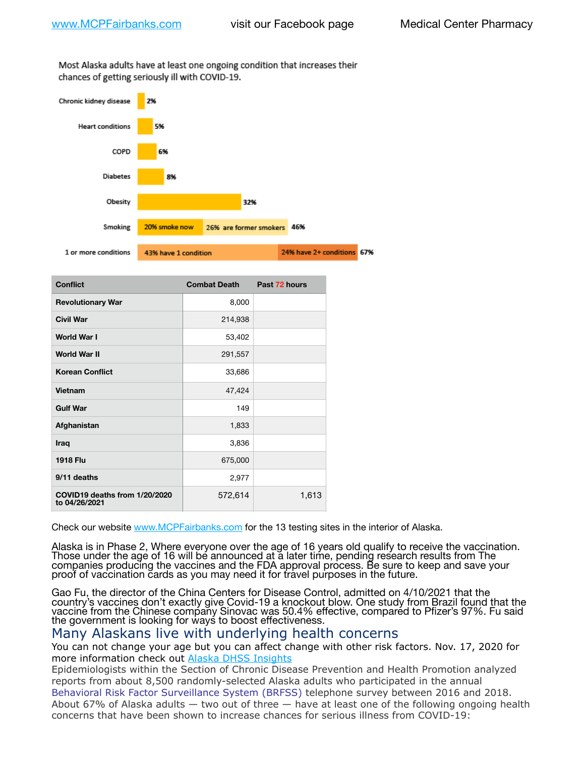Most Alaska adults have at least one ongoing condition that increases their chances of getting seriously ill with COVID-19.

| Condition | Percentage |
|---|---|
| Chronic kidney disease | 2% |
| Heart conditions | 5% |
| COPD | 6% |
| Diabetes | 8% |
| Obesity | 32% |
| Smoking | 20% smoke now, 26% are former smokers — 46% |
| 1 or more conditions | 43% have 1 condition, 24% have 2+ conditions — 67% |

| Conflict | Combat Death | Past 72 hours |
|---|---|---|
| Revolutionary War | 8,000 | |
| Civil War | 214,938 | |
| World War I | 53,402 | |
| World War II | 291,557 | |
| Korean Conflict | 33,686 | |
| Vietnam | 47,424 | |
| Gulf War | 149 | |
| Afghanistan | 1,833 | |
| Iraq | 3,836 | |
| 1918 Flu | 675,000 | |
| 9/11 deaths | 2,977 | |
| COVID19 deaths from 1/20/2020 to 04/26/2021 | 572,614 | 1,613 |

Check our website www.MCPFairbanks.com for the 13 testing sites in the interior of Alaska.

Alaska is in Phase 2, Where everyone over the age of 16 years old qualify to receive the vaccination. Those under the age of 16 will be announced at a later time, pending research results from The companies producing the vaccines and the FDA approval process. Be sure to keep and save your proof of vaccination cards as you may need it for travel purposes in the future.

Gao Fu, the director of the China Centers for Disease Control, admitted on 4/10/2021 that the country's vaccines don't exactly give Covid-19 a knockout blow. One study from Brazil found that the vaccine from the Chinese company Sinovac was 50.4% effective, compared to Pfizer's 97%. Fu said the government is looking for ways to boost effectiveness.

## Many Alaskans live with underlying health concerns

You can not change your age but you can affect change with other risk factors. Nov. 17, 2020 for more information check out Alaska DHSS Insights

Epidemiologists within the Section of Chronic Disease Prevention and Health Promotion analyzed reports from about 8,500 randomly-selected Alaska adults who participated in the annual Behavioral Risk Factor Surveillance System (BRFSS) telephone survey between 2016 and 2018. About 67% of Alaska adults — two out of three — have at least one of the following ongoing health concerns that have been shown to increase chances for serious illness from COVID-19: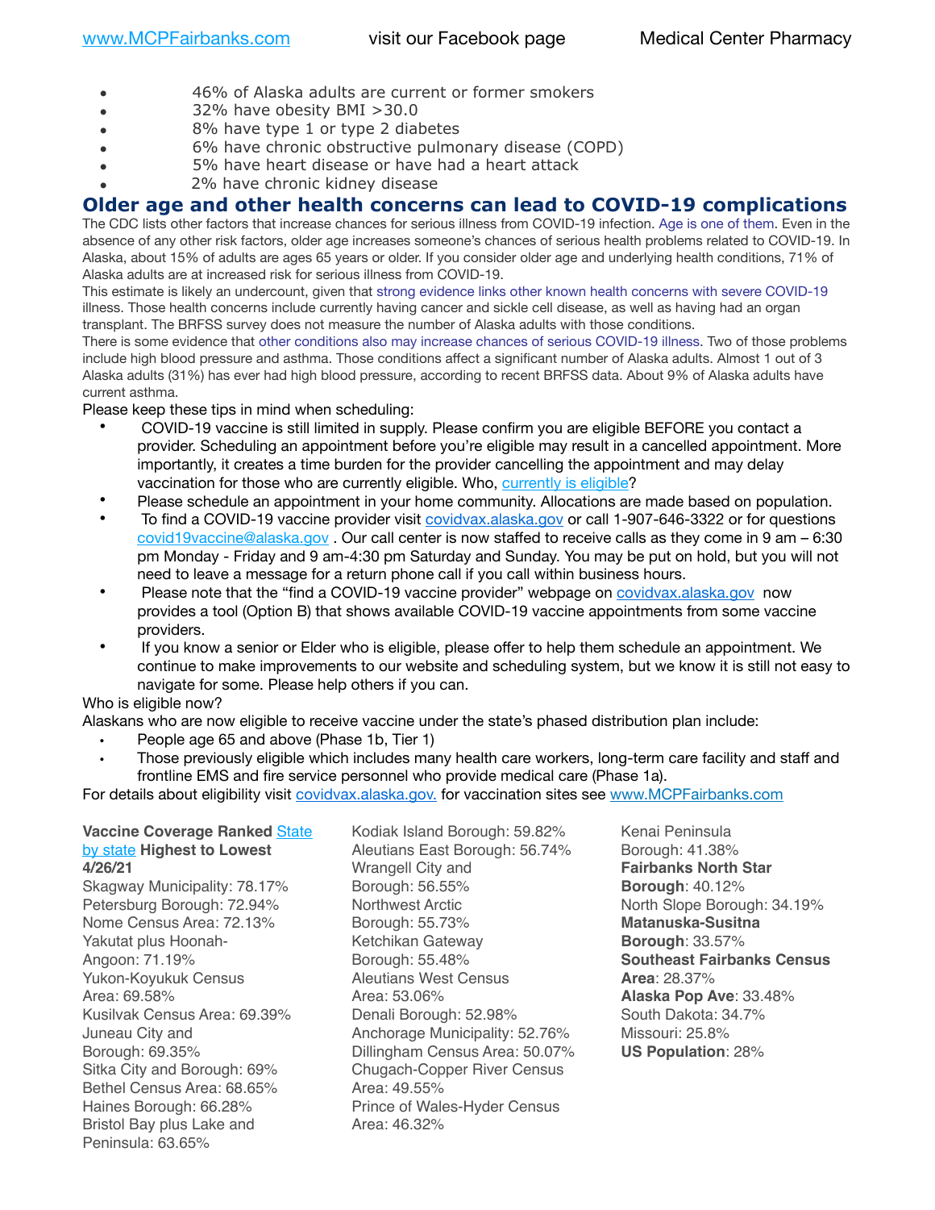- 46% of Alaska adults are current or former smokers
- 32% have obesity BMI >30.0
- 8% have type 1 or type 2 diabetes
- 6% have chronic obstructive pulmonary disease (COPD)
- 5% have heart disease or have had a heart attack
- 2% have chronic kidney disease

## Older age and other health concerns can lead to COVID-19 complications

The CDC lists other factors that increase chances for serious illness from COVID-19 infection. Age is one of them. Even in the absence of any other risk factors, older age increases someone's chances of serious health problems related to COVID-19. In Alaska, about 15% of adults are ages 65 years or older. If you consider older age and underlying health conditions, 71% of Alaska adults are at increased risk for serious illness from COVID-19.

This estimate is likely an undercount, given that strong evidence links other known health concerns with severe COVID-19 illness. Those health concerns include currently having cancer and sickle cell disease, as well as having had an organ transplant. The BRFSS survey does not measure the number of Alaska adults with those conditions.

There is some evidence that other conditions also may increase chances of serious COVID-19 illness. Two of those problems include high blood pressure and asthma. Those conditions affect a significant number of Alaska adults. Almost 1 out of 3 Alaska adults (31%) has ever had high blood pressure, according to recent BRFSS data. About 9% of Alaska adults have current asthma.

Please keep these tips in mind when scheduling:

- COVID-19 vaccine is still limited in supply. Please confirm you are eligible BEFORE you contact a provider. Scheduling an appointment before you're eligible may result in a cancelled appointment. More importantly, it creates a time burden for the provider cancelling the appointment and may delay vaccination for those who are currently eligible. Who, currently is eligible?
- Please schedule an appointment in your home community. Allocations are made based on population.
- To find a COVID-19 vaccine provider visit covidvax.alaska.gov or call 1-907-646-3322 or for questions covid19vaccine@alaska.gov . Our call center is now staffed to receive calls as they come in 9 am – 6:30 pm Monday - Friday and 9 am-4:30 pm Saturday and Sunday. You may be put on hold, but you will not need to leave a message for a return phone call if you call within business hours.
- Please note that the "find a COVID-19 vaccine provider" webpage on covidvax.alaska.gov now provides a tool (Option B) that shows available COVID-19 vaccine appointments from some vaccine providers.
- If you know a senior or Elder who is eligible, please offer to help them schedule an appointment. We continue to make improvements to our website and scheduling system, but we know it is still not easy to navigate for some. Please help others if you can.

Who is eligible now?

Alaskans who are now eligible to receive vaccine under the state's phased distribution plan include:

- People age 65 and above (Phase 1b, Tier 1)
- Those previously eligible which includes many health care workers, long-term care facility and staff and frontline EMS and fire service personnel who provide medical care (Phase 1a).

For details about eligibility visit covidvax.alaska.gov. for vaccination sites see www.MCPFairbanks.com

**Vaccine Coverage Ranked** State by state **Highest to Lowest 4/26/21**

Skagway Municipality: 78.17%
Petersburg Borough: 72.94%
Nome Census Area: 72.13%
Yakutat plus Hoonah-Angoon: 71.19%
Yukon-Koyukuk Census Area: 69.58%
Kusilvak Census Area: 69.39%
Juneau City and Borough: 69.35%
Sitka City and Borough: 69%
Bethel Census Area: 68.65%
Haines Borough: 66.28%
Bristol Bay plus Lake and Peninsula: 63.65%
Kodiak Island Borough: 59.82%
Aleutians East Borough: 56.74%
Wrangell City and Borough: 56.55%
Northwest Arctic Borough: 55.73%
Ketchikan Gateway Borough: 55.48%
Aleutians West Census Area: 53.06%
Denali Borough: 52.98%
Anchorage Municipality: 52.76%
Dillingham Census Area: 50.07%
Chugach-Copper River Census Area: 49.55%
Prince of Wales-Hyder Census Area: 46.32%
Kenai Peninsula Borough: 41.38%
**Fairbanks North Star Borough**: 40.12%
North Slope Borough: 34.19%
**Matanuska-Susitna Borough**: 33.57%
**Southeast Fairbanks Census Area**: 28.37%
**Alaska Pop Ave**: 33.48%
South Dakota: 34.7%
Missouri: 25.8%
**US Population**: 28%